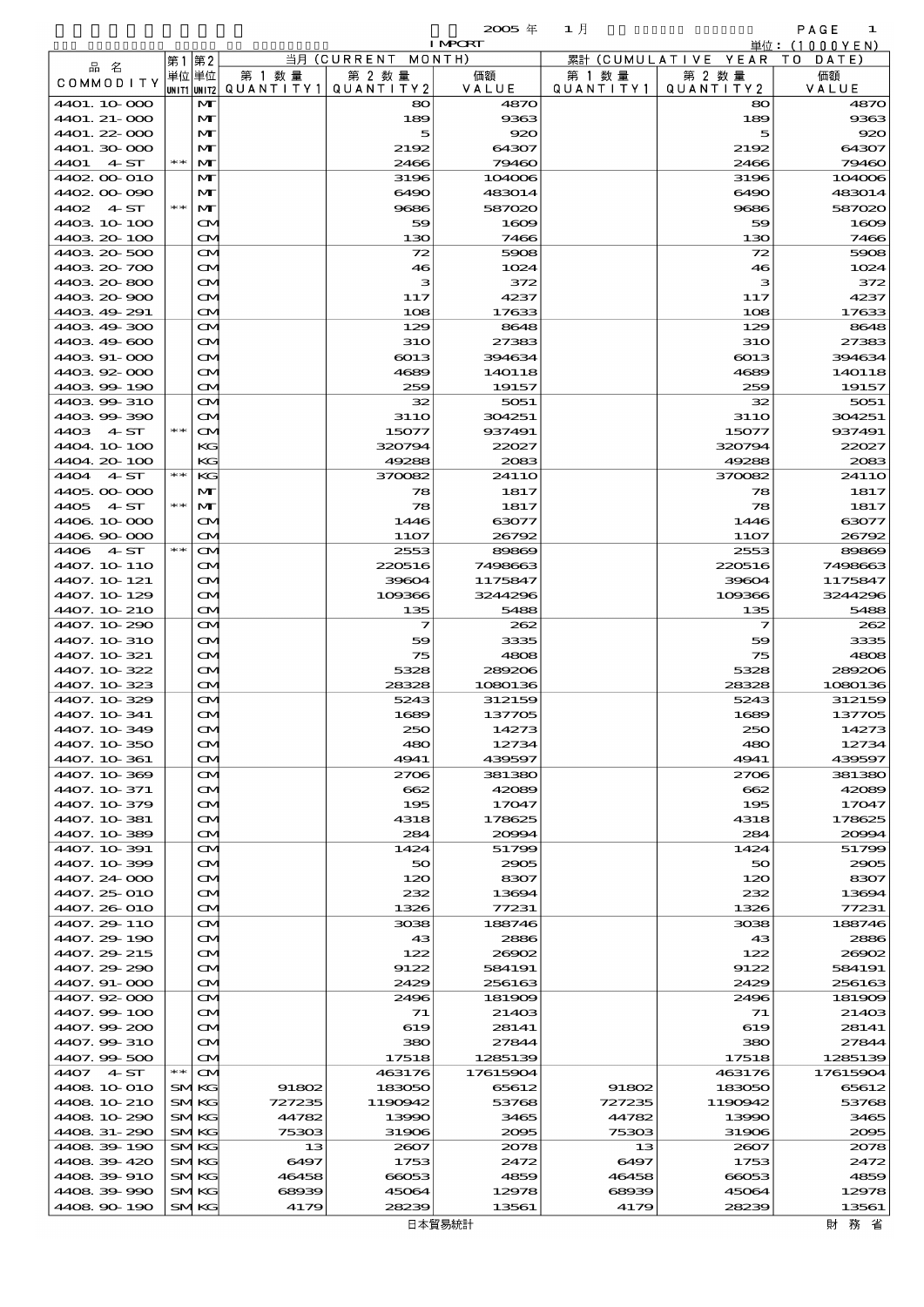2005 年 1 月 IMPORT

単位：(1000YEN)

| 品名 COMMODITY | 第1単位 UNIT1 | 第2単位 UNIT2 | 当月 (CURRENT MONTH) 第1数量 QUANTITY1 | 第2数量 QUANTITY2 | 価額 VALUE | 累計 (CUMULATIVE YEAR TO DATE) 第1数量 QUANTITY1 | 第2数量 QUANTITY2 | 価額 VALUE |
|---|---|---|---|---|---|---|---|---|
| 4401.10-000 | | MT | | 80 | 4870 | | 80 | 4870 |
| 4401.21-000 | | MT | | 189 | 9363 | | 189 | 9363 |
| 4401.22-000 | | MT | | 5 | 920 | | 5 | 920 |
| 4401.30-000 | | MT | | 2192 | 64307 | | 2192 | 64307 |
| 4401 4-ST | ** | MT | | 2466 | 79460 | | 2466 | 79460 |
| 4402.00-010 | | MT | | 3196 | 104006 | | 3196 | 104006 |
| 4402.00-090 | | MT | | 6490 | 483014 | | 6490 | 483014 |
| 4402 4-ST | ** | MT | | 9686 | 587020 | | 9686 | 587020 |
| 4403.10-100 | | CM | | 59 | 1609 | | 59 | 1609 |
| 4403.20-100 | | CM | | 130 | 7466 | | 130 | 7466 |
| 4403.20-500 | | CM | | 72 | 5908 | | 72 | 5908 |
| 4403.20-700 | | CM | | 46 | 1024 | | 46 | 1024 |
| 4403.20-800 | | CM | | 3 | 372 | | 3 | 372 |
| 4403.20-900 | | CM | | 117 | 4237 | | 117 | 4237 |
| 4403.49-291 | | CM | | 108 | 17633 | | 108 | 17633 |
| 4403.49-300 | | CM | | 129 | 8648 | | 129 | 8648 |
| 4403.49-600 | | CM | | 310 | 27383 | | 310 | 27383 |
| 4403.91-000 | | CM | | 6013 | 394634 | | 6013 | 394634 |
| 4403.92-000 | | CM | | 4689 | 140118 | | 4689 | 140118 |
| 4403.99-190 | | CM | | 259 | 19157 | | 259 | 19157 |
| 4403.99-310 | | CM | | 32 | 5051 | | 32 | 5051 |
| 4403.99-390 | | CM | | 3110 | 304251 | | 3110 | 304251 |
| 4403 4-ST | ** | CM | | 15077 | 937491 | | 15077 | 937491 |
| 4404.10-100 | | KG | | 320794 | 22027 | | 320794 | 22027 |
| 4404.20-100 | | KG | | 49288 | 2083 | | 49288 | 2083 |
| 4404 4-ST | ** | KG | | 370082 | 24110 | | 370082 | 24110 |
| 4405.00-000 | | MT | | 78 | 1817 | | 78 | 1817 |
| 4405 4-ST | ** | MT | | 78 | 1817 | | 78 | 1817 |
| 4406.10-000 | | CM | | 1446 | 63077 | | 1446 | 63077 |
| 4406.90-000 | | CM | | 1107 | 26792 | | 1107 | 26792 |
| 4406 4-ST | ** | CM | | 2553 | 89869 | | 2553 | 89869 |
| 4407.10-110 | | CM | | 220516 | 7498663 | | 220516 | 7498663 |
| 4407.10-121 | | CM | | 39604 | 1175847 | | 39604 | 1175847 |
| 4407.10-129 | | CM | | 109366 | 3244296 | | 109366 | 3244296 |
| 4407.10-210 | | CM | | 135 | 5488 | | 135 | 5488 |
| 4407.10-290 | | CM | | 7 | 262 | | 7 | 262 |
| 4407.10-310 | | CM | | 59 | 3335 | | 59 | 3335 |
| 4407.10-321 | | CM | | 75 | 4808 | | 75 | 4808 |
| 4407.10-322 | | CM | | 5328 | 289206 | | 5328 | 289206 |
| 4407.10-323 | | CM | | 28328 | 1080136 | | 28328 | 1080136 |
| 4407.10-329 | | CM | | 5243 | 312159 | | 5243 | 312159 |
| 4407.10-341 | | CM | | 1689 | 137705 | | 1689 | 137705 |
| 4407.10-349 | | CM | | 250 | 14273 | | 250 | 14273 |
| 4407.10-350 | | CM | | 480 | 12734 | | 480 | 12734 |
| 4407.10-361 | | CM | | 4941 | 439597 | | 4941 | 439597 |
| 4407.10-369 | | CM | | 2706 | 381380 | | 2706 | 381380 |
| 4407.10-371 | | CM | | 662 | 42089 | | 662 | 42089 |
| 4407.10-379 | | CM | | 195 | 17047 | | 195 | 17047 |
| 4407.10-381 | | CM | | 4318 | 178625 | | 4318 | 178625 |
| 4407.10-389 | | CM | | 284 | 20994 | | 284 | 20994 |
| 4407.10-391 | | CM | | 1424 | 51799 | | 1424 | 51799 |
| 4407.10-399 | | CM | | 50 | 2905 | | 50 | 2905 |
| 4407.24-000 | | CM | | 120 | 8307 | | 120 | 8307 |
| 4407.25-010 | | CM | | 232 | 13694 | | 232 | 13694 |
| 4407.26-010 | | CM | | 1326 | 77231 | | 1326 | 77231 |
| 4407.29-110 | | CM | | 3038 | 188746 | | 3038 | 188746 |
| 4407.29-190 | | CM | | 43 | 2886 | | 43 | 2886 |
| 4407.29-215 | | CM | | 122 | 26902 | | 122 | 26902 |
| 4407.29-290 | | CM | | 9122 | 584191 | | 9122 | 584191 |
| 4407.91-000 | | CM | | 2429 | 256163 | | 2429 | 256163 |
| 4407.92-000 | | CM | | 2496 | 181909 | | 2496 | 181909 |
| 4407.99-100 | | CM | | 71 | 21403 | | 71 | 21403 |
| 4407.99-200 | | CM | | 619 | 28141 | | 619 | 28141 |
| 4407.99-310 | | CM | | 380 | 27844 | | 380 | 27844 |
| 4407.99-500 | | CM | | 17518 | 1285139 | | 17518 | 1285139 |
| 4407 4-ST | ** | CM | | 463176 | 17615904 | | 463176 | 17615904 |
| 4408.10-010 | SM | KG | 91802 | 183050 | 65612 | 91802 | 183050 | 65612 |
| 4408.10-210 | SM | KG | 727235 | 1190942 | 53768 | 727235 | 1190942 | 53768 |
| 4408.10-290 | SM | KG | 44782 | 13990 | 3465 | 44782 | 13990 | 3465 |
| 4408.31-290 | SM | KG | 75303 | 31906 | 2095 | 75303 | 31906 | 2095 |
| 4408.39-190 | SM | KG | 13 | 2607 | 2078 | 13 | 2607 | 2078 |
| 4408.39-420 | SM | KG | 6497 | 1753 | 2472 | 6497 | 1753 | 2472 |
| 4408.39-910 | SM | KG | 46458 | 66053 | 4859 | 46458 | 66053 | 4859 |
| 4408.39-990 | SM | KG | 68939 | 45064 | 12978 | 68939 | 45064 | 12978 |
| 4408.90-190 | SM | KG | 4179 | 28239 | 13561 | 4179 | 28239 | 13561 |

日本貿易統計　財務省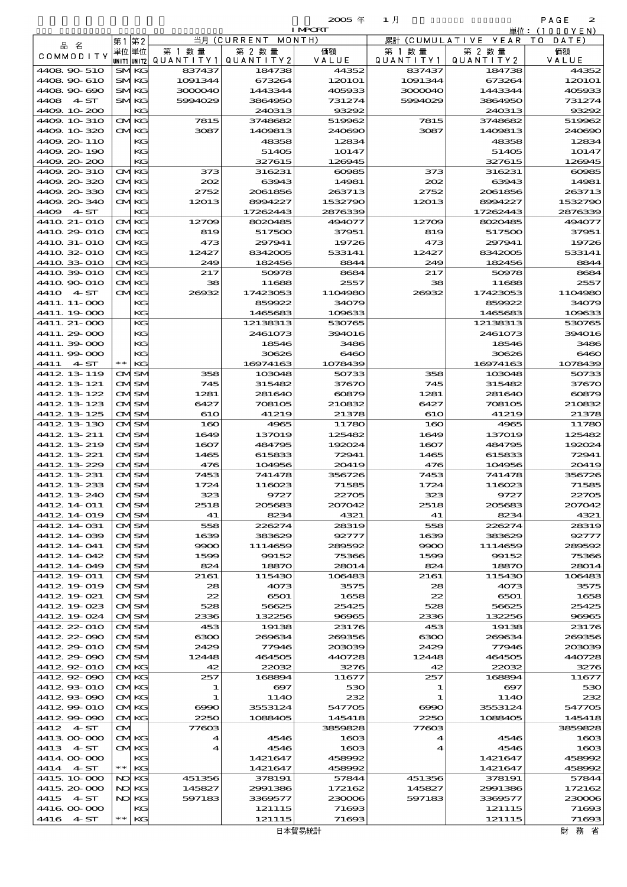2005 年 1 月 IMPORT 単位：(1000YEN)

| 品名 COMMODITY | 第1単位 UNIT1 | 第2単位 UNIT2 | 当月 (CURRENT MONTH) 第1数量 QUANTITY1 | 第2数量 QUANTITY2 | 価額 VALUE | 累計 (CUMULATIVE YEAR TO DATE) 第1数量 QUANTITY1 | 第2数量 QUANTITY2 | 価額 VALUE |
|---|---|---|---|---|---|---|---|---|
| 4408.90-510 | SM | KG | 837437 | 184738 | 44352 | 837437 | 184738 | 44352 |
| 4408.90-610 | SM | KG | 1091344 | 673264 | 120101 | 1091344 | 673264 | 120101 |
| 4408.90-690 | SM | KG | 3000040 | 1443344 | 405933 | 3000040 | 1443344 | 405933 |
| 4408 4-ST | SM | KG | 5994029 | 3864950 | 731274 | 5994029 | 3864950 | 731274 |
| 4409.10-200 | | KG | | 240313 | 93292 | | 240313 | 93292 |
| 4409.10-310 | CM | KG | 7815 | 3748682 | 519962 | 7815 | 3748682 | 519962 |
| 4409.10-320 | CM | KG | 3087 | 1409813 | 240690 | 3087 | 1409813 | 240690 |
| 4409.20-110 | | KG | | 48358 | 12834 | | 48358 | 12834 |
| 4409.20-190 | | KG | | 51405 | 10147 | | 51405 | 10147 |
| 4409.20-200 | | KG | | 327615 | 126945 | | 327615 | 126945 |
| 4409.20-310 | CM | KG | 373 | 316231 | 60985 | 373 | 316231 | 60985 |
| 4409.20-320 | CM | KG | 202 | 63943 | 14981 | 202 | 63943 | 14981 |
| 4409.20-330 | CM | KG | 2752 | 2061856 | 263713 | 2752 | 2061856 | 263713 |
| 4409.20-340 | CM | KG | 12013 | 8994227 | 1532790 | 12013 | 8994227 | 1532790 |
| 4409 4-ST | | KG | | 17262443 | 2876339 | | 17262443 | 2876339 |
| 4410.21-010 | CM | KG | 12709 | 8020485 | 494077 | 12709 | 8020485 | 494077 |
| 4410.29-010 | CM | KG | 819 | 517500 | 37951 | 819 | 517500 | 37951 |
| 4410.31-010 | CM | KG | 473 | 297941 | 19726 | 473 | 297941 | 19726 |
| 4410.32-010 | CM | KG | 12427 | 8342005 | 533141 | 12427 | 8342005 | 533141 |
| 4410.33-010 | CM | KG | 249 | 182456 | 8844 | 249 | 182456 | 8844 |
| 4410.39-010 | CM | KG | 217 | 50978 | 8684 | 217 | 50978 | 8684 |
| 4410.90-010 | CM | KG | 38 | 11688 | 2557 | 38 | 11688 | 2557 |
| 4410 4-ST | CM | KG | 26932 | 17423053 | 1104980 | 26932 | 17423053 | 1104980 |
| 4411.11-000 | | KG | | 859922 | 34079 | | 859922 | 34079 |
| 4411.19-000 | | KG | | 1465683 | 109633 | | 1465683 | 109633 |
| 4411.21-000 | | KG | | 12138313 | 530765 | | 12138313 | 530765 |
| 4411.29-000 | | KG | | 2461073 | 394016 | | 2461073 | 394016 |
| 4411.39-000 | | KG | | 18546 | 3486 | | 18546 | 3486 |
| 4411.99-000 | | KG | | 30626 | 6460 | | 30626 | 6460 |
| 4411 4-ST | ** | KG | | 16974163 | 1078439 | | 16974163 | 1078439 |
| 4412.13-119 | CM | SM | 358 | 103048 | 50733 | 358 | 103048 | 50733 |
| 4412.13-121 | CM | SM | 745 | 315482 | 37670 | 745 | 315482 | 37670 |
| 4412.13-122 | CM | SM | 1281 | 281640 | 60879 | 1281 | 281640 | 60879 |
| 4412.13-123 | CM | SM | 6427 | 708105 | 210832 | 6427 | 708105 | 210832 |
| 4412.13-125 | CM | SM | 610 | 41219 | 21378 | 610 | 41219 | 21378 |
| 4412.13-130 | CM | SM | 160 | 4965 | 11780 | 160 | 4965 | 11780 |
| 4412.13-211 | CM | SM | 1649 | 137019 | 125482 | 1649 | 137019 | 125482 |
| 4412.13-219 | CM | SM | 1607 | 484795 | 192024 | 1607 | 484795 | 192024 |
| 4412.13-221 | CM | SM | 1465 | 615833 | 72941 | 1465 | 615833 | 72941 |
| 4412.13-229 | CM | SM | 476 | 104956 | 20419 | 476 | 104956 | 20419 |
| 4412.13-231 | CM | SM | 7453 | 741478 | 356726 | 7453 | 741478 | 356726 |
| 4412.13-233 | CM | SM | 1724 | 116023 | 71585 | 1724 | 116023 | 71585 |
| 4412.13-240 | CM | SM | 323 | 9727 | 22705 | 323 | 9727 | 22705 |
| 4412.14-011 | CM | SM | 2518 | 205683 | 207042 | 2518 | 205683 | 207042 |
| 4412.14-019 | CM | SM | 41 | 8234 | 4321 | 41 | 8234 | 4321 |
| 4412.14-031 | CM | SM | 558 | 226274 | 28319 | 558 | 226274 | 28319 |
| 4412.14-039 | CM | SM | 1639 | 383629 | 92777 | 1639 | 383629 | 92777 |
| 4412.14-041 | CM | SM | 9900 | 1114659 | 289592 | 9900 | 1114659 | 289592 |
| 4412.14-042 | CM | SM | 1599 | 99152 | 75366 | 1599 | 99152 | 75366 |
| 4412.14-049 | CM | SM | 824 | 18870 | 28014 | 824 | 18870 | 28014 |
| 4412.19-011 | CM | SM | 2161 | 115430 | 106483 | 2161 | 115430 | 106483 |
| 4412.19-019 | CM | SM | 28 | 4073 | 3575 | 28 | 4073 | 3575 |
| 4412.19-021 | CM | SM | 22 | 6501 | 1658 | 22 | 6501 | 1658 |
| 4412.19-023 | CM | SM | 528 | 56625 | 25425 | 528 | 56625 | 25425 |
| 4412.19-024 | CM | SM | 2336 | 132256 | 96965 | 2336 | 132256 | 96965 |
| 4412.22-010 | CM | SM | 453 | 19138 | 23176 | 453 | 19138 | 23176 |
| 4412.22-090 | CM | SM | 6300 | 269634 | 269356 | 6300 | 269634 | 269356 |
| 4412.29-010 | CM | SM | 2429 | 77946 | 203039 | 2429 | 77946 | 203039 |
| 4412.29-090 | CM | SM | 12448 | 464505 | 440728 | 12448 | 464505 | 440728 |
| 4412.92-010 | CM | KG | 42 | 22032 | 3276 | 42 | 22032 | 3276 |
| 4412.92-090 | CM | KG | 257 | 168894 | 11677 | 257 | 168894 | 11677 |
| 4412.93-010 | CM | KG | 1 | 697 | 530 | 1 | 697 | 530 |
| 4412.93-090 | CM | KG | 1 | 1140 | 232 | 1 | 1140 | 232 |
| 4412.99-010 | CM | KG | 6990 | 3553124 | 547705 | 6990 | 3553124 | 547705 |
| 4412.99-090 | CM | KG | 2250 | 1088405 | 145418 | 2250 | 1088405 | 145418 |
| 4412 4-ST | CM | | 77603 | | 3859828 | 77603 | | 3859828 |
| 4413.00-000 | CM | KG | 4 | 4546 | 1603 | 4 | 4546 | 1603 |
| 4413 4-ST | CM | KG | 4 | 4546 | 1603 | 4 | 4546 | 1603 |
| 4414.00-000 | | KG | | 1421647 | 458992 | | 1421647 | 458992 |
| 4414 4-ST | ** | KG | | 1421647 | 458992 | | 1421647 | 458992 |
| 4415.10-000 | NO | KG | 451356 | 378191 | 57844 | 451356 | 378191 | 57844 |
| 4415.20-000 | NO | KG | 145827 | 2991386 | 172162 | 145827 | 2991386 | 172162 |
| 4415 4-ST | NO | KG | 597183 | 3369577 | 230006 | 597183 | 3369577 | 230006 |
| 4416.00-000 | | KG | | 121115 | 71693 | | 121115 | 71693 |
| 4416 4-ST | ** | KG | | 121115 | 71693 | | 121115 | 71693 |

日本貿易統計　財務省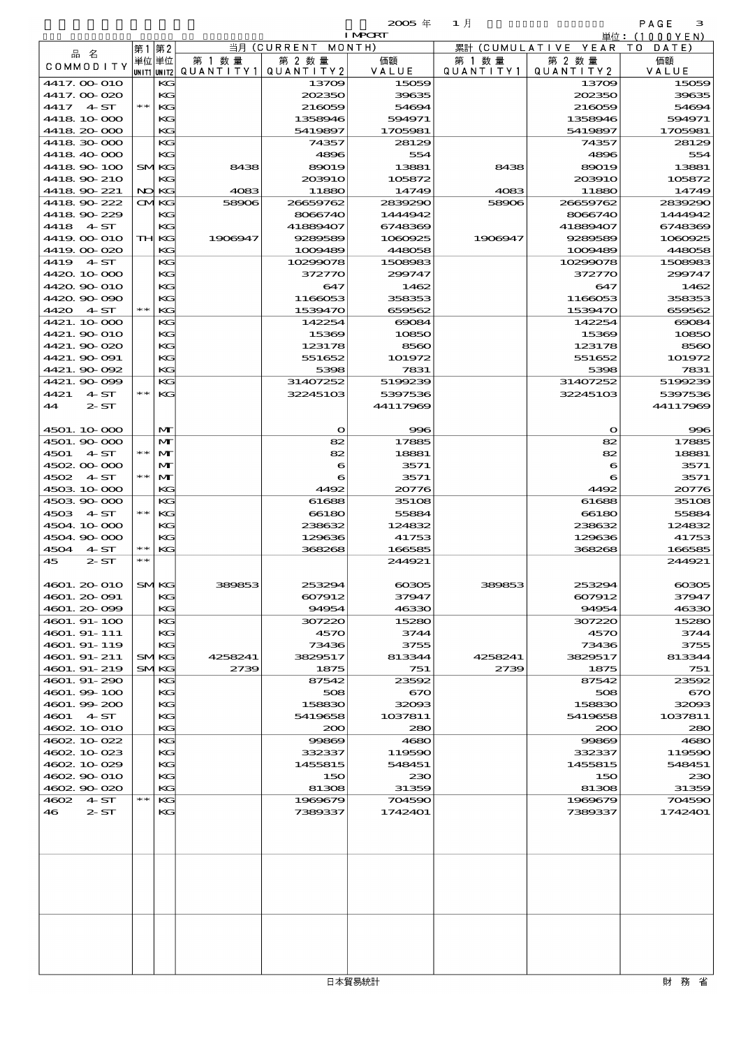2005 年 1 月 IMPORT

単位: (1000YEN)

| 品名 COMMODITY | 第1単位 UNIT1 | 第2単位 UNIT2 | 当月 (CURRENT MONTH) 第1数量 QUANTITY1 | 第2数量 QUANTITY2 | 価額 VALUE | 累計 (CUMULATIVE YEAR TO DATE) 第1数量 QUANTITY1 | 第2数量 QUANTITY2 | 価額 VALUE |
|---|---|---|---|---|---|---|---|---|
| 4417.00-010 | | KG | | 13709 | 15059 | | 13709 | 15059 |
| 4417.00-020 | | KG | | 202350 | 39635 | | 202350 | 39635 |
| 4417 4-ST | ** | KG | | 216059 | 54694 | | 216059 | 54694 |
| 4418.10-000 | | KG | | 1358946 | 594971 | | 1358946 | 594971 |
| 4418.20-000 | | KG | | 5419897 | 1705981 | | 5419897 | 1705981 |
| 4418.30-000 | | KG | | 74357 | 28129 | | 74357 | 28129 |
| 4418.40-000 | | KG | | 4896 | 554 | | 4896 | 554 |
| 4418.90-100 | SM | KG | 8438 | 89019 | 13881 | 8438 | 89019 | 13881 |
| 4418.90-210 | | KG | | 203910 | 105872 | | 203910 | 105872 |
| 4418.90-221 | NO | KG | 4083 | 11880 | 14749 | 4083 | 11880 | 14749 |
| 4418.90-222 | CM | KG | 58906 | 26659762 | 2839290 | 58906 | 26659762 | 2839290 |
| 4418.90-229 | | KG | | 8066740 | 1444942 | | 8066740 | 1444942 |
| 4418 4-ST | | KG | | 41889407 | 6748369 | | 41889407 | 6748369 |
| 4419.00-010 | TH | KG | 1906947 | 9289589 | 1060925 | 1906947 | 9289589 | 1060925 |
| 4419.00-020 | | KG | | 1009489 | 448058 | | 1009489 | 448058 |
| 4419 4-ST | | KG | | 10299078 | 1508983 | | 10299078 | 1508983 |
| 4420.10-000 | | KG | | 372770 | 299747 | | 372770 | 299747 |
| 4420.90-010 | | KG | | 647 | 1462 | | 647 | 1462 |
| 4420.90-090 | | KG | | 1166053 | 358353 | | 1166053 | 358353 |
| 4420 4-ST | ** | KG | | 1539470 | 659562 | | 1539470 | 659562 |
| 4421.10-000 | | KG | | 142254 | 69084 | | 142254 | 69084 |
| 4421.90-010 | | KG | | 15369 | 10850 | | 15369 | 10850 |
| 4421.90-020 | | KG | | 123178 | 8560 | | 123178 | 8560 |
| 4421.90-091 | | KG | | 551652 | 101972 | | 551652 | 101972 |
| 4421.90-092 | | KG | | 5398 | 7831 | | 5398 | 7831 |
| 4421.90-099 | | KG | | 31407252 | 5199239 | | 31407252 | 5199239 |
| 4421 4-ST | ** | KG | | 32245103 | 5397536 | | 32245103 | 5397536 |
| 44 2-ST | | | | | 44117969 | | | 44117969 |
| 4501.10-000 | | MT | | 0 | 996 | | 0 | 996 |
| 4501.90-000 | | MT | | 82 | 17885 | | 82 | 17885 |
| 4501 4-ST | ** | MT | | 82 | 18881 | | 82 | 18881 |
| 4502.00-000 | | MT | | 6 | 3571 | | 6 | 3571 |
| 4502 4-ST | ** | MT | | 6 | 3571 | | 6 | 3571 |
| 4503.10-000 | | KG | | 4492 | 20776 | | 4492 | 20776 |
| 4503.90-000 | | KG | | 61688 | 35108 | | 61688 | 35108 |
| 4503 4-ST | ** | KG | | 66180 | 55884 | | 66180 | 55884 |
| 4504.10-000 | | KG | | 238632 | 124832 | | 238632 | 124832 |
| 4504.90-000 | | KG | | 129636 | 41753 | | 129636 | 41753 |
| 4504 4-ST | ** | KG | | 368268 | 166585 | | 368268 | 166585 |
| 45 2-ST | ** | | | | 244921 | | | 244921 |
| 4601.20-010 | SM | KG | 389853 | 253294 | 60305 | 389853 | 253294 | 60305 |
| 4601.20-091 | | KG | | 607912 | 37947 | | 607912 | 37947 |
| 4601.20-099 | | KG | | 94954 | 46330 | | 94954 | 46330 |
| 4601.91-100 | | KG | | 307220 | 15280 | | 307220 | 15280 |
| 4601.91-111 | | KG | | 4570 | 3744 | | 4570 | 3744 |
| 4601.91-119 | | KG | | 73436 | 3755 | | 73436 | 3755 |
| 4601.91-211 | SM | KG | 4258241 | 3829517 | 813344 | 4258241 | 3829517 | 813344 |
| 4601.91-219 | SM | KG | 2739 | 1875 | 751 | 2739 | 1875 | 751 |
| 4601.91-290 | | KG | | 87542 | 23592 | | 87542 | 23592 |
| 4601.99-100 | | KG | | 508 | 670 | | 508 | 670 |
| 4601.99-200 | | KG | | 158830 | 32093 | | 158830 | 32093 |
| 4601 4-ST | | KG | | 5419658 | 1037811 | | 5419658 | 1037811 |
| 4602.10-010 | | KG | | 200 | 280 | | 200 | 280 |
| 4602.10-022 | | KG | | 99869 | 4680 | | 99869 | 4680 |
| 4602.10-023 | | KG | | 332337 | 119590 | | 332337 | 119590 |
| 4602.10-029 | | KG | | 1455815 | 548451 | | 1455815 | 548451 |
| 4602.90-010 | | KG | | 150 | 230 | | 150 | 230 |
| 4602.90-020 | | KG | | 81308 | 31359 | | 81308 | 31359 |
| 4602 4-ST | ** | KG | | 1969679 | 704590 | | 1969679 | 704590 |
| 46 2-ST | | KG | | 7389337 | 1742401 | | 7389337 | 1742401 |

日本貿易統計　財務省